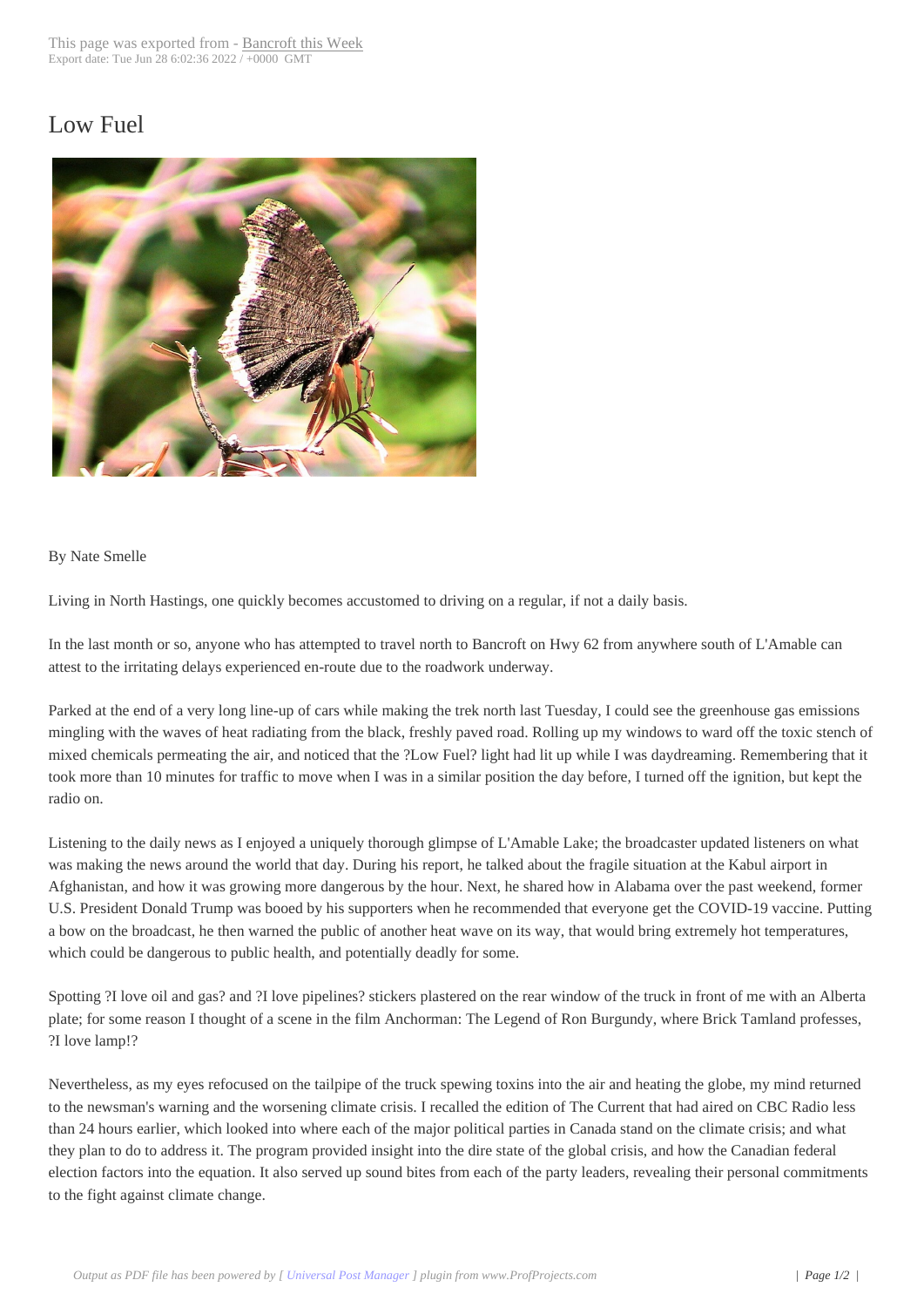# Low Fuel

By Nate Smelle

Living in North Hastings, one quickly becomes accustomed to driving on a regular, if not a daily basis.

In the last month or so, anyone who has attempted to travel north to Bancroft on Hwy 62 from anywhere south of L'Amable can attest to the irritating delays experienced en-route due to the roadwork underway.

Parked at the end of a very long line-up of cars while making the trek north last Tuesday, I could see the greenhouse gas emissions mingling with the waves of heat radiating from the black, freshly paved road. Rolling up my windows to ward off the toxic stench of mixed chemicals permeating the air, and noticed that the ?Low Fuel? light had lit up while I was daydreaming. Remembering that it took more than 10 minutes for traffic to move when I was in a similar position the day before, I turned off the ignition, but kept the radio on.

Listening to the daily news as I enjoyed a uniquely thorough glimpse of L'Amable Lake; the broadcaster updated listeners on what was making the news around the world that day. During his report, he talked about the fragile situation at the Kabul airport in Afghanistan, and how it was growing more dangerous by the hour. Next, he shared how in Alabama over the past weekend, former U.S. President Donald Trump was booed by his supporters when he recommended that everyone get the COVID-19 vaccine. Putting a bow on the broadcast, he then warned the public of another heat wave on its way, that would bring extremely hot temperatures, which could be dangerous to public health, and potentially deadly for some.

Spotting ?I love oil and gas? and ?I love pipelines? stickers plastered on the rear window of the truck in front of me with an Alberta plate; for some reason I thought of a scene in the film Anchorman: The Legend of Ron Burgundy, where Brick Tamland professes, ?I love lamp!?

Nevertheless, as my eyes refocused on the tailpipe of the truck spewing toxins into the air and heating the globe, my mind returned to the newsman's warning and the worsening climate crisis. I recalled the edition of The Current that had aired on CBC Radio less than 24 hours earlier, which looked into where each of the major political parties in Canada stand on the climate crisis; and what they plan to do to address it. The program provided insight into the dire state of the global crisis, and how the Canadian federal election factors into the equation. It also served up sound bites from each of the party leaders, revealing their personal commitments to the fight against climate change.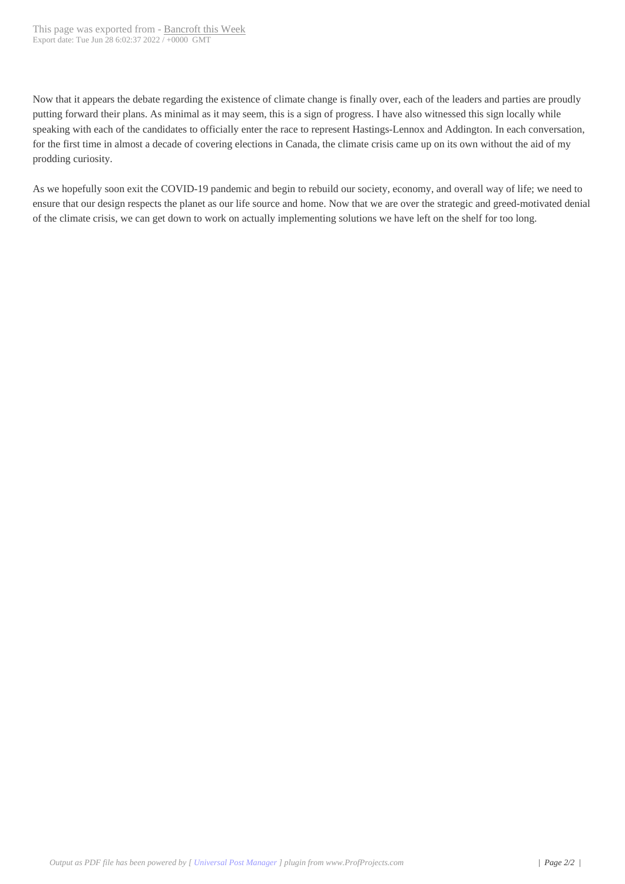Now that it appears the debate regarding the existence of climate change is finally over, each of the leaders and parties are proudly putting forward their plans. As minimal as it may seem, this is a sign of progress. I have also witnessed this sign locally while speaking with each of the candidates to officially enter the race to represent Hastings-Lennox and Addington. In each conversation, for the first time in almost a decade of covering elections in Canada, the climate crisis came up on its own without the aid of my prodding curiosity.

As we hopefully soon exit the COVID-19 pandemic and begin to rebuild our society, economy, and overall way of life; we need to ensure that our design respects the planet as our life source and home. Now that we are over the strategic and greed-motivated denial of the climate crisis, we can get down to work on actually implementing solutions we have left on the shelf for too long.